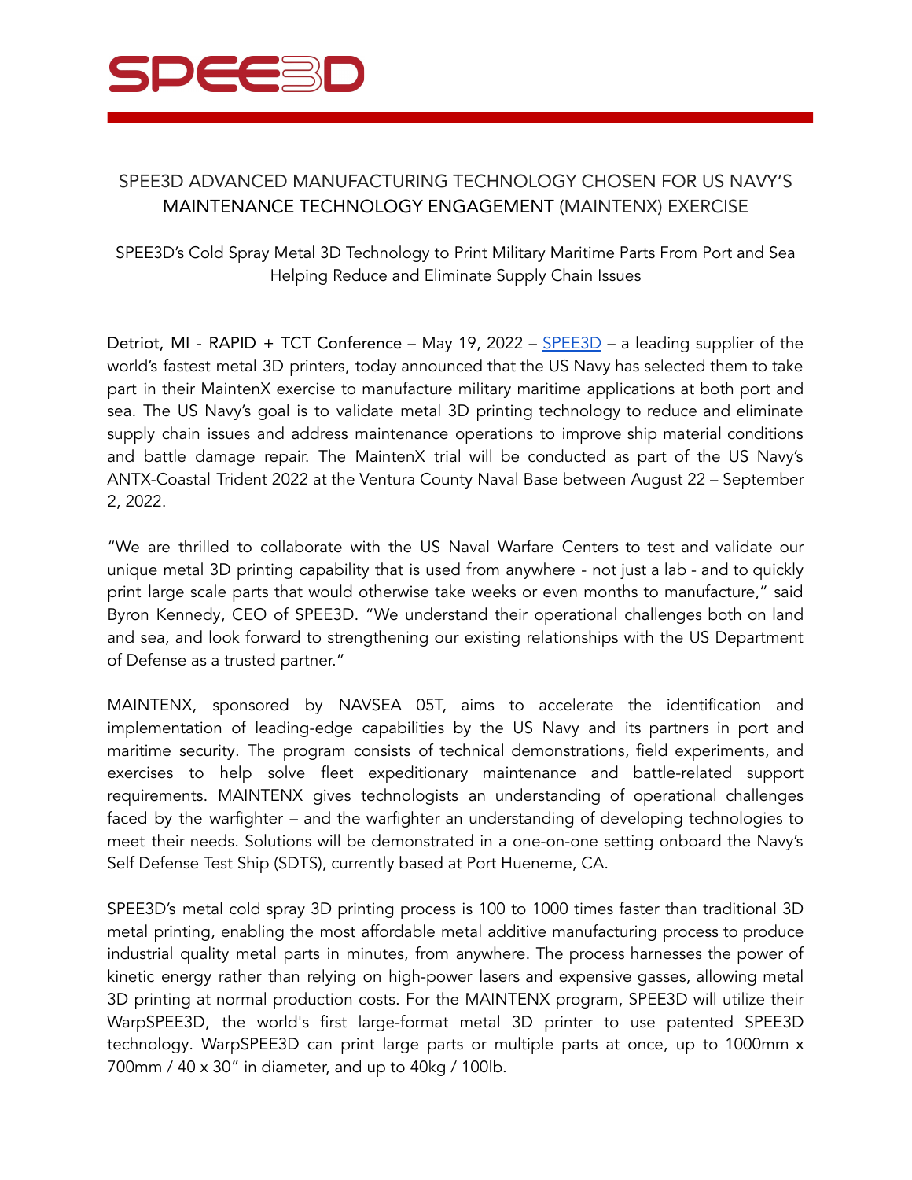SPEE3D

# SPEE3D ADVANCED MANUFACTURING TECHNOLOGY CHOSEN FOR US NAVY'S MAINTENANCE TECHNOLOGY ENGAGEMENT (MAINTENX) EXERCISE

SPEE3D's Cold Spray Metal 3D Technology to Print Military Maritime Parts From Port and Sea Helping Reduce and Eliminate Supply Chain Issues

Detriot, MI - RAPID + TCT Conference – May 19, 2022 – [SPEE3D]() – a leading supplier of the world's fastest metal 3D printers, today announced that the US Navy has selected them to take part in their MaintenX exercise to manufacture military maritime applications at both port and sea. The US Navy's goal is to validate metal 3D printing technology to reduce and eliminate supply chain issues and address maintenance operations to improve ship material conditions and battle damage repair. The MaintenX trial will be conducted as part of the US Navy's ANTX-Coastal Trident 2022 at the Ventura County Naval Base between August 22 – September 2, 2022.

"We are thrilled to collaborate with the US Naval Warfare Centers to test and validate our unique metal 3D printing capability that is used from anywhere - not just a lab - and to quickly print large scale parts that would otherwise take weeks or even months to manufacture," said Byron Kennedy, CEO of SPEE3D. "We understand their operational challenges both on land and sea, and look forward to strengthening our existing relationships with the US Department of Defense as a trusted partner."

MAINTENX, sponsored by NAVSEA 05T, aims to accelerate the identification and implementation of leading-edge capabilities by the US Navy and its partners in port and maritime security. The program consists of technical demonstrations, field experiments, and exercises to help solve fleet expeditionary maintenance and battle-related support requirements. MAINTENX gives technologists an understanding of operational challenges faced by the warfighter – and the warfighter an understanding of developing technologies to meet their needs. Solutions will be demonstrated in a one-on-one setting onboard the Navy's Self Defense Test Ship (SDTS), currently based at Port Hueneme, CA.

SPEE3D's metal cold spray 3D printing process is 100 to 1000 times faster than traditional 3D metal printing, enabling the most affordable metal additive manufacturing process to produce industrial quality metal parts in minutes, from anywhere. The process harnesses the power of kinetic energy rather than relying on high-power lasers and expensive gasses, allowing metal 3D printing at normal production costs. For the MAINTENX program, SPEE3D will utilize their WarpSPEE3D, the world's first large-format metal 3D printer to use patented SPEE3D technology. WarpSPEE3D can print large parts or multiple parts at once, up to 1000mm x 700mm / 40 x 30" in diameter, and up to 40kg / 100lb.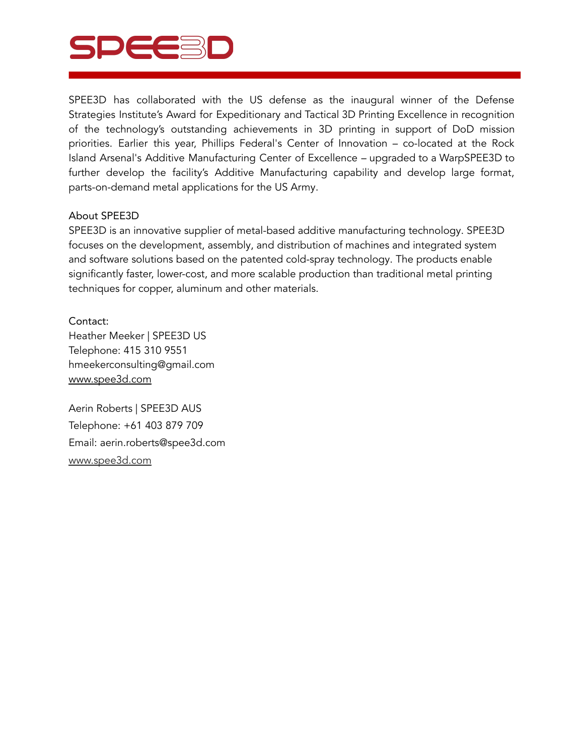SPEE3D has collaborated with the US defense as the inaugural winner of the Defense Strategies Institute's Award for Expeditionary and Tactical 3D Printing Excellence in recognition of the technology's outstanding achievements in 3D printing in support of DoD mission priorities. Earlier this year, Phillips Federal's Center of Innovation – co-located at the Rock Island Arsenal's Additive Manufacturing Center of Excellence – upgraded to a WarpSPEE3D to further develop the facility's Additive Manufacturing capability and develop large format, parts-on-demand metal applications for the US Army.

About SPEE3D

SPEE3D is an innovative supplier of metal-based additive manufacturing technology. SPEE3D focuses on the development, assembly, and distribution of machines and integrated system and software solutions based on the patented cold-spray technology. The products enable significantly faster, lower-cost, and more scalable production than traditional metal printing techniques for copper, aluminum and other materials.

Contact:
Heather Meeker | SPEE3D US
Telephone: 415 310 9551
hmeekerconsulting@gmail.com
www.spee3d.com

Aerin Roberts | SPEE3D AUS
Telephone: +61 403 879 709
Email: aerin.roberts@spee3d.com
www.spee3d.com